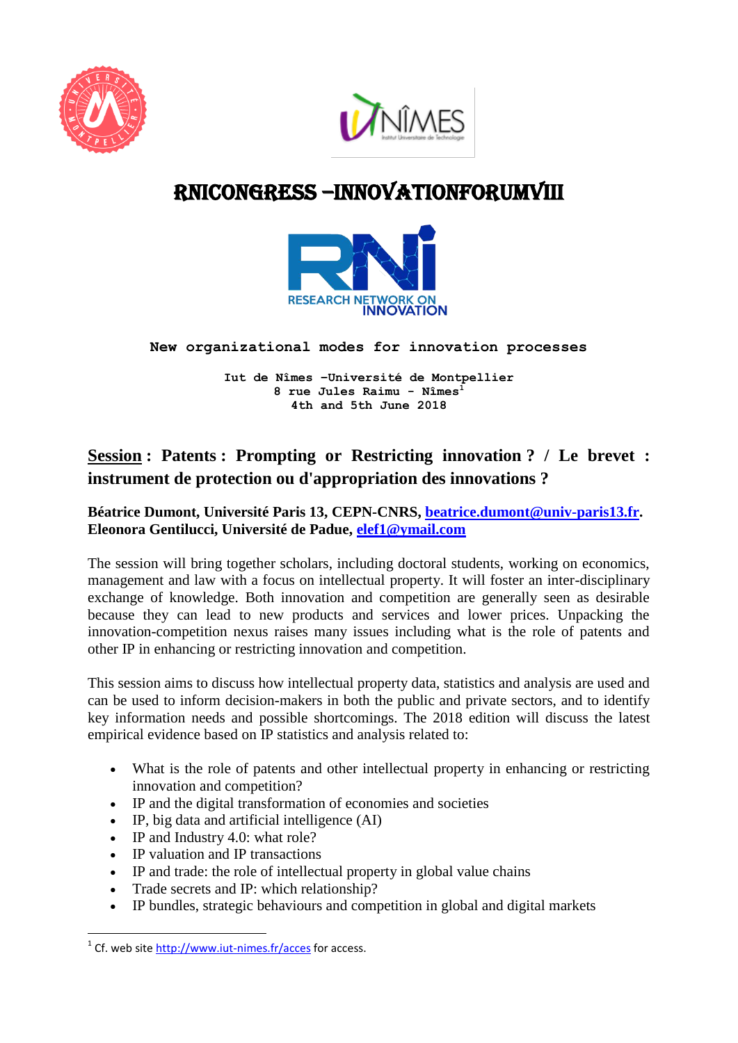# RNICONGRESS –INNOVATIONFORUMVIII

RESEARCH NETWORK ON INNOVATION

**New organizational modes for innovation processes**

**Iut de Nîmes –Université de Montpellier**
**8 rue Jules Raimu - Nîmes[1]**
**4th and 5th June 2018**

## <u>Session</u> : Patents : Prompting or Restricting innovation ? / Le brevet : instrument de protection ou d'appropriation des innovations ?

**Béatrice Dumont, Université Paris 13, CEPN-CNRS, [beatrice.dumont@univ-paris13.fr](mailto:beatrice.dumont@univ-paris13.fr).**
**Eleonora Gentilucci, Université de Padue, [elef1@ymail.com](mailto:elef1@ymail.com)**

The session will bring together scholars, including doctoral students, working on economics, management and law with a focus on intellectual property. It will foster an inter-disciplinary exchange of knowledge. Both innovation and competition are generally seen as desirable because they can lead to new products and services and lower prices. Unpacking the innovation-competition nexus raises many issues including what is the role of patents and other IP in enhancing or restricting innovation and competition.

This session aims to discuss how intellectual property data, statistics and analysis are used and can be used to inform decision-makers in both the public and private sectors, and to identify key information needs and possible shortcomings. The 2018 edition will discuss the latest empirical evidence based on IP statistics and analysis related to:

- What is the role of patents and other intellectual property in enhancing or restricting innovation and competition?
- IP and the digital transformation of economies and societies
- IP, big data and artificial intelligence (AI)
- IP and Industry 4.0: what role?
- IP valuation and IP transactions
- IP and trade: the role of intellectual property in global value chains
- Trade secrets and IP: which relationship?
- IP bundles, strategic behaviours and competition in global and digital markets

---

[1] Cf. web site [http://www.iut-nimes.fr/acces](http://www.iut-nimes.fr/acces) for access.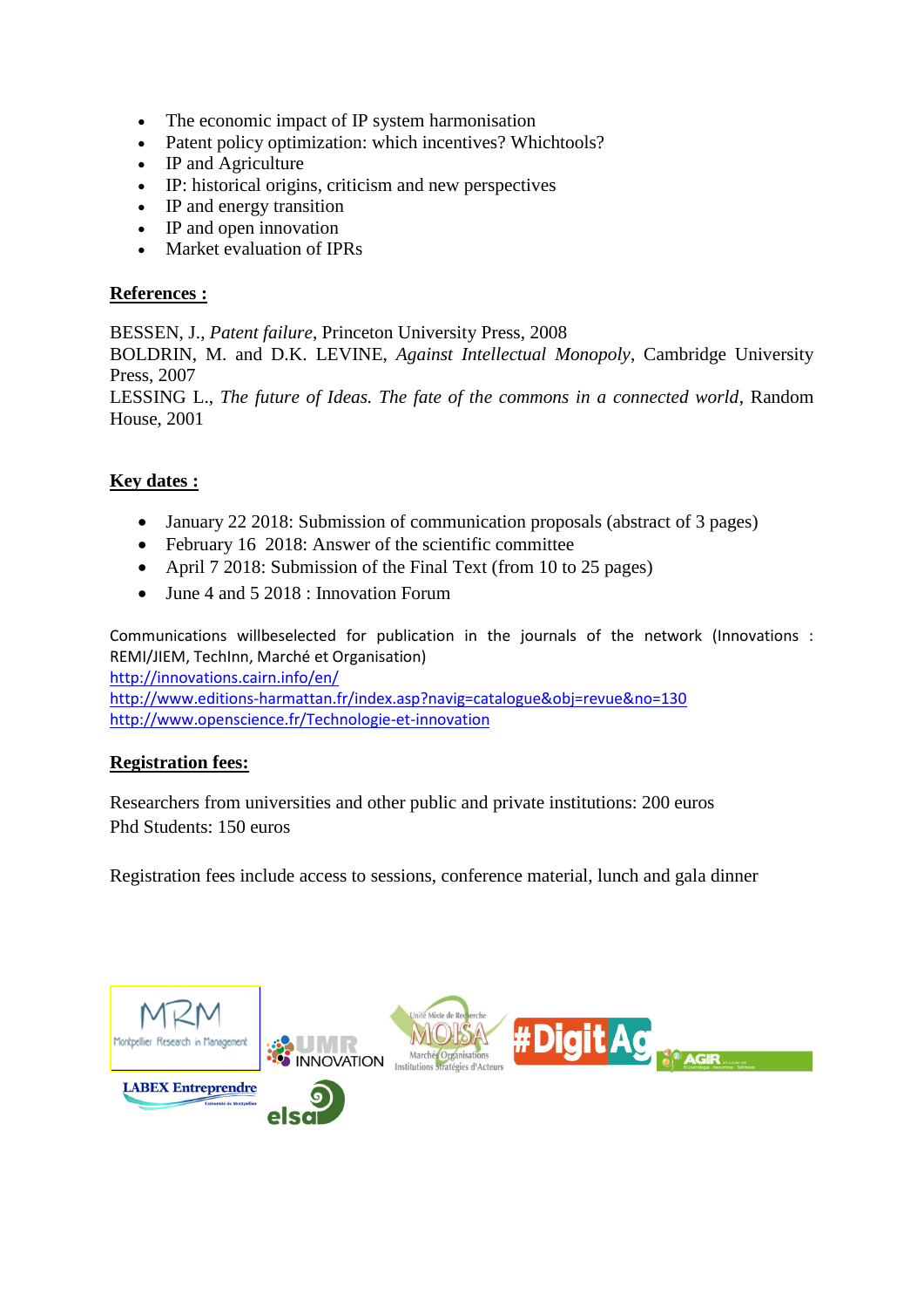- The economic impact of IP system harmonisation
- Patent policy optimization: which incentives? Whichtools?
- IP and Agriculture
- IP: historical origins, criticism and new perspectives
- IP and energy transition
- IP and open innovation
- Market evaluation of IPRs

**References :**

BESSEN, J., *Patent failure*, Princeton University Press, 2008
BOLDRIN, M. and D.K. LEVINE, *Against Intellectual Monopoly*, Cambridge University Press, 2007
LESSING L., *The future of Ideas. The fate of the commons in a connected world*, Random House, 2001

**Key dates :**

- January 22 2018: Submission of communication proposals (abstract of 3 pages)
- February 16 2018: Answer of the scientific committee
- April 7 2018: Submission of the Final Text (from 10 to 25 pages)
- June 4 and 5 2018 : Innovation Forum

Communications willbeselected for publication in the journals of the network (Innovations : REMI/JIEM, TechInn, Marché et Organisation)
http://innovations.cairn.info/en/
http://www.editions-harmattan.fr/index.asp?navig=catalogue&obj=revue&no=130
http://www.openscience.fr/Technologie-et-innovation

**Registration fees:**

Researchers from universities and other public and private institutions: 200 euros
Phd Students: 150 euros

Registration fees include access to sessions, conference material, lunch and gala dinner

MRM Montpellier Research in Management

UMR INNOVATION

Unité Mixte de Recherche MOISA Marchés Organisations Institutions Stratégies d'Acteurs

#DigitAg

AGIR

LABEX Entreprendre

elsa